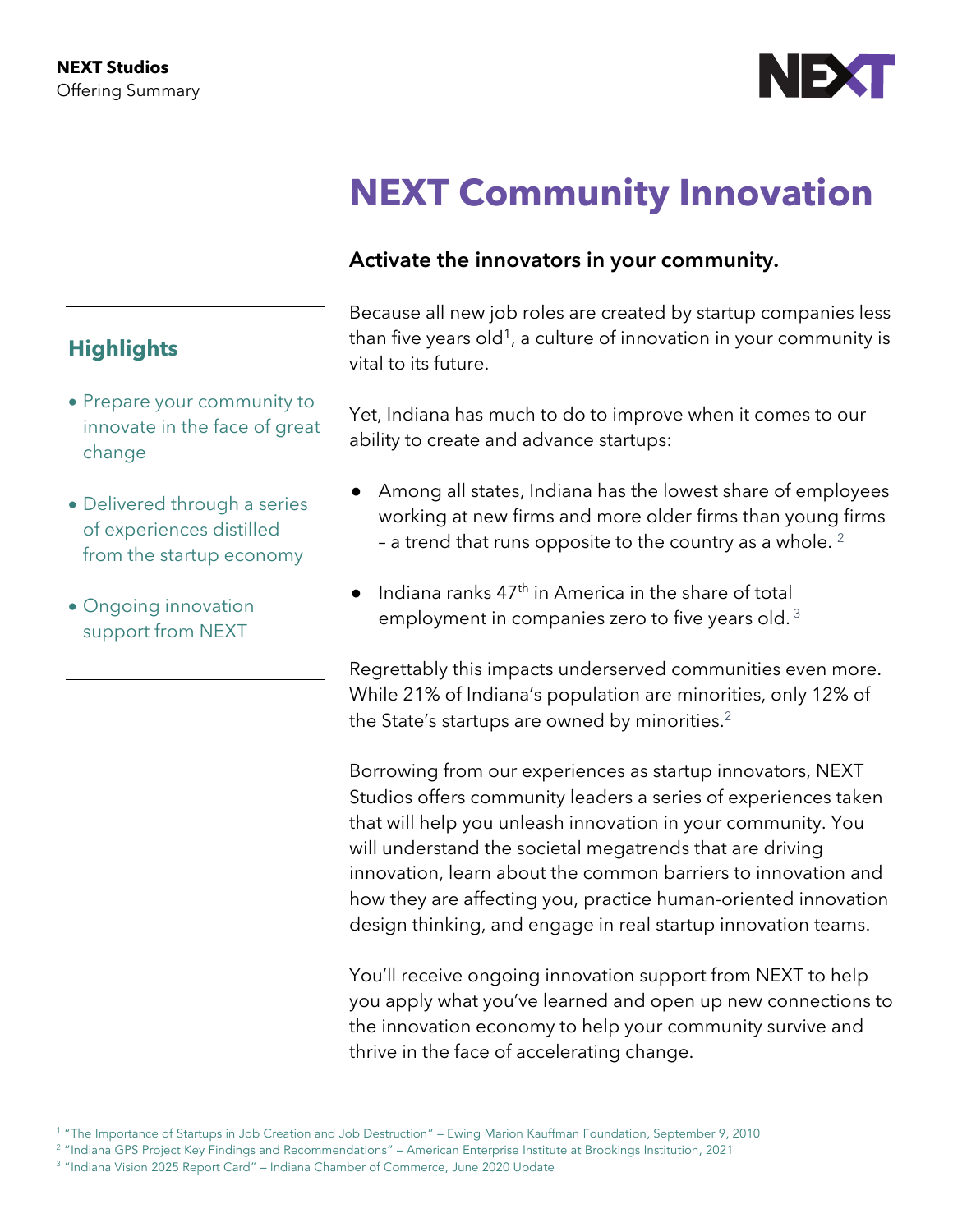**NEXT Studios**
Offering Summary

# NEXT Community Innovation

## Highlights

- Prepare your community to innovate in the face of great change
- Delivered through a series of experiences distilled from the startup economy
- Ongoing innovation support from NEXT

### Activate the innovators in your community.

Because all new job roles are created by startup companies less than five years old[1], a culture of innovation in your community is vital to its future.

Yet, Indiana has much to do to improve when it comes to our ability to create and advance startups:

- Among all states, Indiana has the lowest share of employees working at new firms and more older firms than young firms – a trend that runs opposite to the country as a whole. [2]
- Indiana ranks 47th in America in the share of total employment in companies zero to five years old. [3]

Regrettably this impacts underserved communities even more. While 21% of Indiana's population are minorities, only 12% of the State's startups are owned by minorities.[2]

Borrowing from our experiences as startup innovators, NEXT Studios offers community leaders a series of experiences taken that will help you unleash innovation in your community. You will understand the societal megatrends that are driving innovation, learn about the common barriers to innovation and how they are affecting you, practice human-oriented innovation design thinking, and engage in real startup innovation teams.

You'll receive ongoing innovation support from NEXT to help you apply what you've learned and open up new connections to the innovation economy to help your community survive and thrive in the face of accelerating change.

[1] "The Importance of Startups in Job Creation and Job Destruction" – Ewing Marion Kauffman Foundation, September 9, 2010
[2] "Indiana GPS Project Key Findings and Recommendations" – American Enterprise Institute at Brookings Institution, 2021
[3] "Indiana Vision 2025 Report Card" – Indiana Chamber of Commerce, June 2020 Update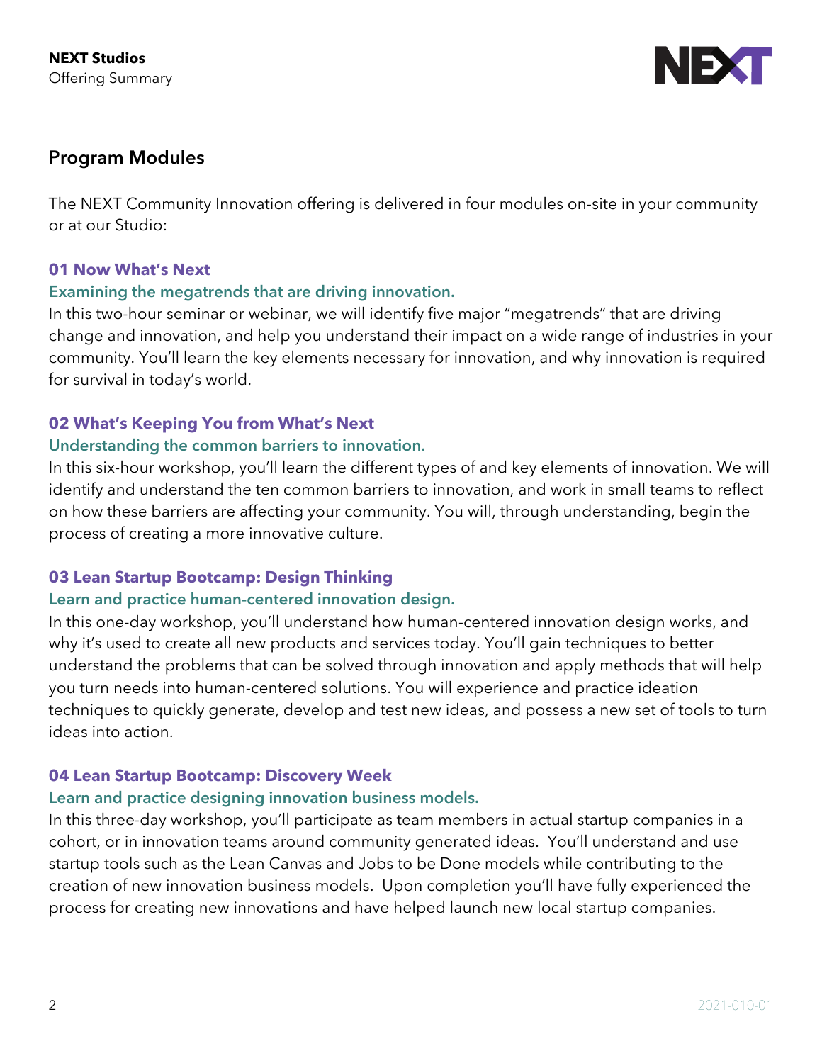## Program Modules

The NEXT Community Innovation offering is delivered in four modules on-site in your community or at our Studio:

### 01 Now What's Next

**Examining the megatrends that are driving innovation.**

In this two-hour seminar or webinar, we will identify five major "megatrends" that are driving change and innovation, and help you understand their impact on a wide range of industries in your community. You'll learn the key elements necessary for innovation, and why innovation is required for survival in today's world.

### 02 What's Keeping You from What's Next

**Understanding the common barriers to innovation.**

In this six-hour workshop, you'll learn the different types of and key elements of innovation. We will identify and understand the ten common barriers to innovation, and work in small teams to reflect on how these barriers are affecting your community. You will, through understanding, begin the process of creating a more innovative culture.

### 03 Lean Startup Bootcamp: Design Thinking

**Learn and practice human-centered innovation design.**

In this one-day workshop, you'll understand how human-centered innovation design works, and why it's used to create all new products and services today. You'll gain techniques to better understand the problems that can be solved through innovation and apply methods that will help you turn needs into human-centered solutions. You will experience and practice ideation techniques to quickly generate, develop and test new ideas, and possess a new set of tools to turn ideas into action.

### 04 Lean Startup Bootcamp: Discovery Week

**Learn and practice designing innovation business models.**

In this three-day workshop, you'll participate as team members in actual startup companies in a cohort, or in innovation teams around community generated ideas. You'll understand and use startup tools such as the Lean Canvas and Jobs to be Done models while contributing to the creation of new innovation business models. Upon completion you'll have fully experienced the process for creating new innovations and have helped launch new local startup companies.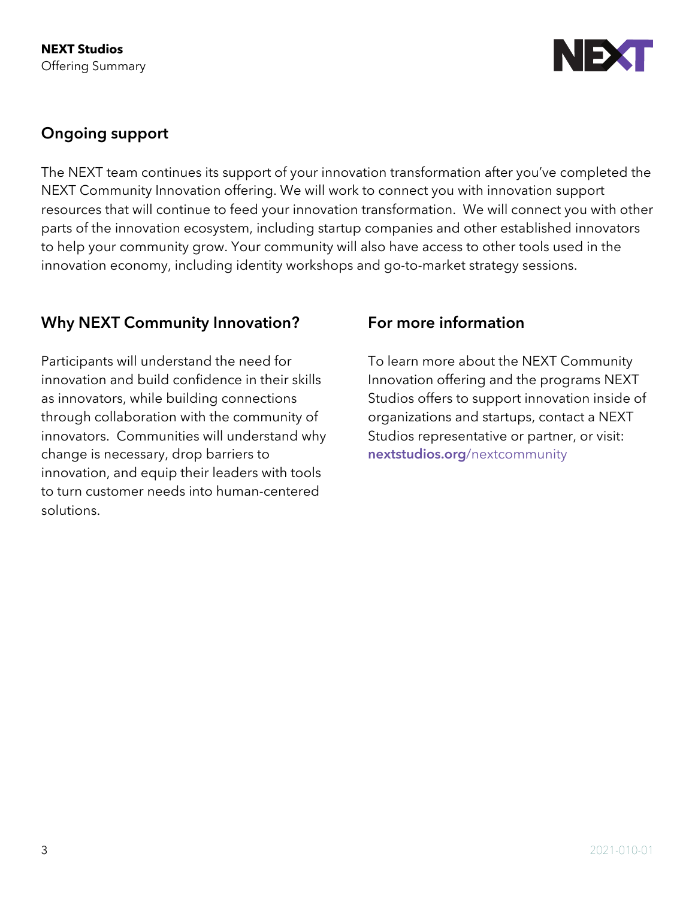## Ongoing support

The NEXT team continues its support of your innovation transformation after you've completed the NEXT Community Innovation offering. We will work to connect you with innovation support resources that will continue to feed your innovation transformation. We will connect you with other parts of the innovation ecosystem, including startup companies and other established innovators to help your community grow. Your community will also have access to other tools used in the innovation economy, including identity workshops and go-to-market strategy sessions.

## Why NEXT Community Innovation?

Participants will understand the need for innovation and build confidence in their skills as innovators, while building connections through collaboration with the community of innovators. Communities will understand why change is necessary, drop barriers to innovation, and equip their leaders with tools to turn customer needs into human-centered solutions.

## For more information

To learn more about the NEXT Community Innovation offering and the programs NEXT Studios offers to support innovation inside of organizations and startups, contact a NEXT Studios representative or partner, or visit: **nextstudios.org**/nextcommunity